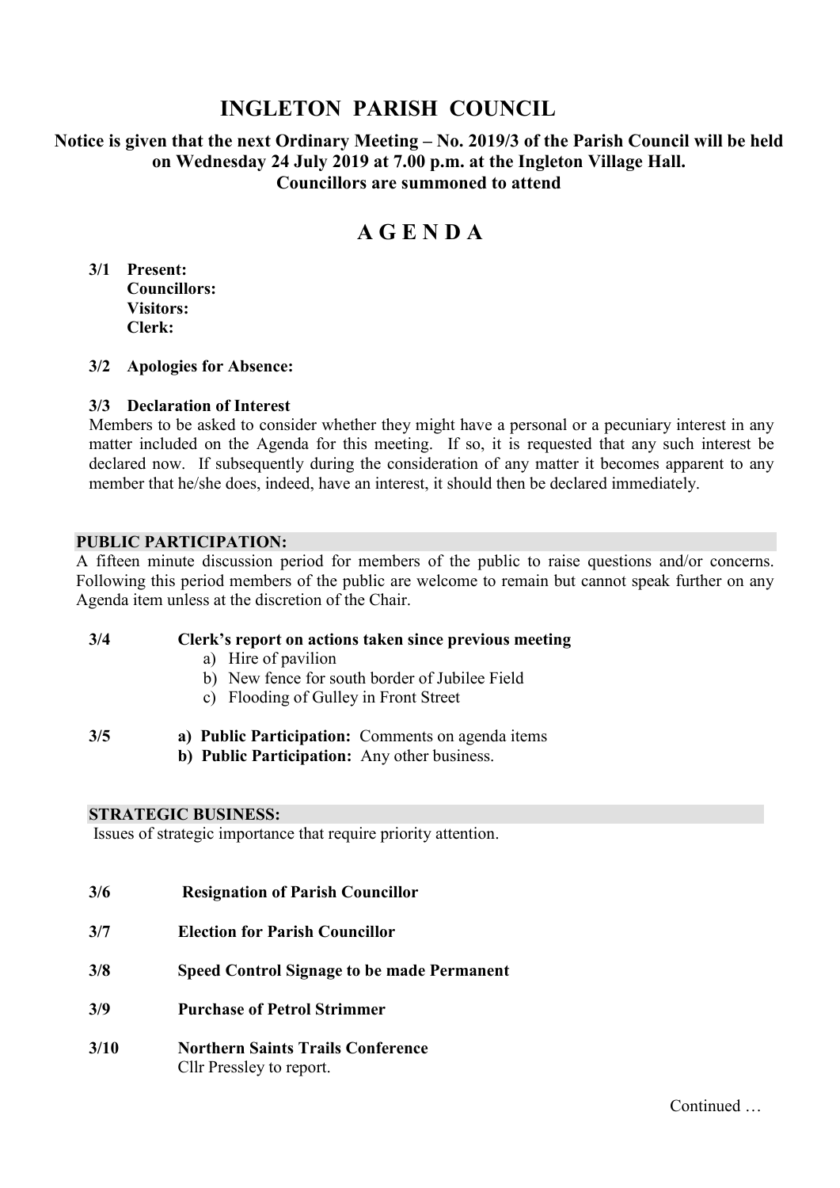# INGLETON PARISH COUNCIL

**Notice is given that the next Ordinary Meeting – No. 2019/3 of the Parish Council will be held on Wednesday 24 July 2019 at 7.00 p.m. at the Ingleton Village Hall.**
**Councillors are summoned to attend**

## A G E N D A

**3/1 Present:**
**Councillors:**
**Visitors:**
**Clerk:**

**3/2 Apologies for Absence:**

**3/3 Declaration of Interest**
Members to be asked to consider whether they might have a personal or a pecuniary interest in any matter included on the Agenda for this meeting. If so, it is requested that any such interest be declared now. If subsequently during the consideration of any matter it becomes apparent to any member that he/she does, indeed, have an interest, it should then be declared immediately.

**PUBLIC PARTICIPATION:**
A fifteen minute discussion period for members of the public to raise questions and/or concerns. Following this period members of the public are welcome to remain but cannot speak further on any Agenda item unless at the discretion of the Chair.

**3/4 Clerk's report on actions taken since previous meeting**
a) Hire of pavilion
b) New fence for south border of Jubilee Field
c) Flooding of Gulley in Front Street

**3/5** **a) Public Participation:** Comments on agenda items
**b) Public Participation:** Any other business.

**STRATEGIC BUSINESS:**
Issues of strategic importance that require priority attention.

**3/6 Resignation of Parish Councillor**

**3/7 Election for Parish Councillor**

**3/8 Speed Control Signage to be made Permanent**

**3/9 Purchase of Petrol Strimmer**

**3/10 Northern Saints Trails Conference**
Cllr Pressley to report.

Continued …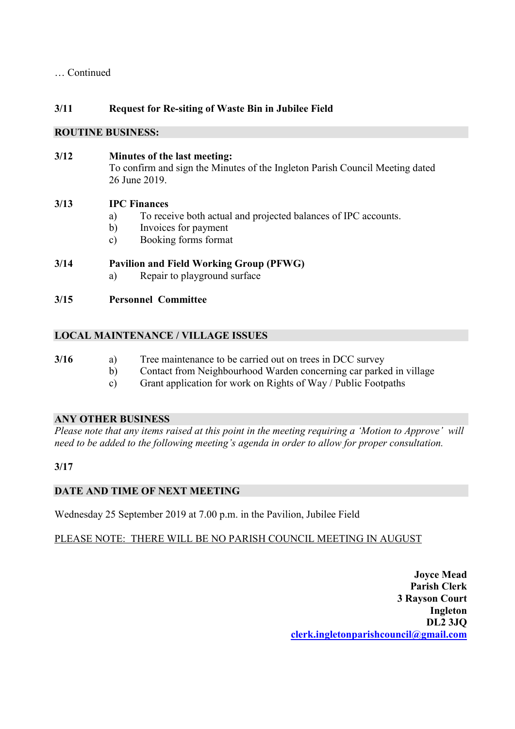… Continued

**3/11 Request for Re-siting of Waste Bin in Jubilee Field**

## ROUTINE BUSINESS:

**3/12 Minutes of the last meeting:**
To confirm and sign the Minutes of the Ingleton Parish Council Meeting dated 26 June 2019.

**3/13 IPC Finances**

a) To receive both actual and projected balances of IPC accounts.
b) Invoices for payment
c) Booking forms format

**3/14 Pavilion and Field Working Group (PFWG)**

a) Repair to playground surface

**3/15 Personnel Committee**

## LOCAL MAINTENANCE / VILLAGE ISSUES

**3/16**

a) Tree maintenance to be carried out on trees in DCC survey
b) Contact from Neighbourhood Warden concerning car parked in village
c) Grant application for work on Rights of Way / Public Footpaths

## ANY OTHER BUSINESS

*Please note that any items raised at this point in the meeting requiring a 'Motion to Approve' will need to be added to the following meeting's agenda in order to allow for proper consultation.*

**3/17**

## DATE AND TIME OF NEXT MEETING

Wednesday 25 September 2019 at 7.00 p.m. in the Pavilion, Jubilee Field

PLEASE NOTE: THERE WILL BE NO PARISH COUNCIL MEETING IN AUGUST

**Joyce Mead**
**Parish Clerk**
**3 Rayson Court**
**Ingleton**
**DL2 3JQ**
**clerk.ingletonparishcouncil@gmail.com**